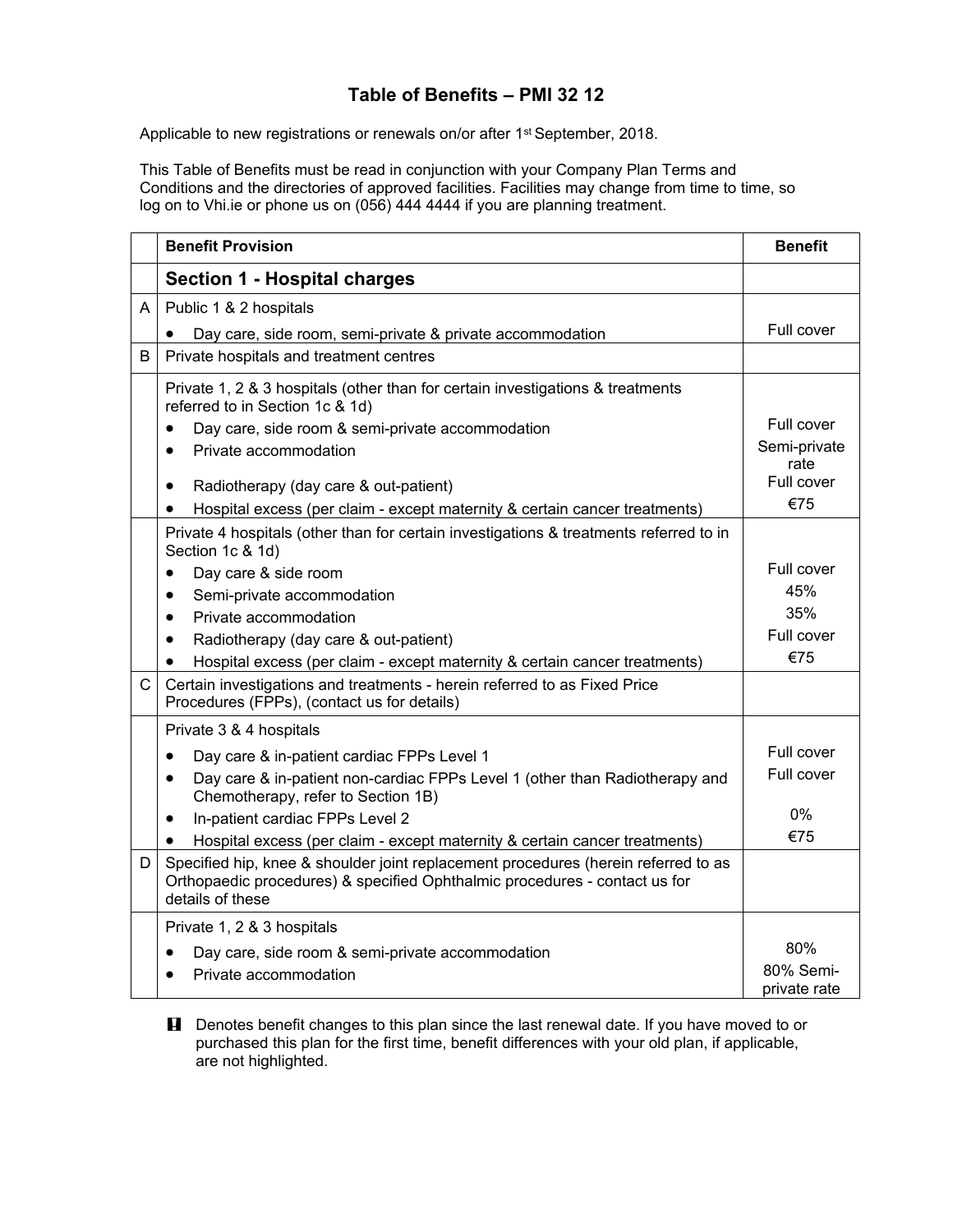# Table of Benefits – PMI 32 12

Applicable to new registrations or renewals on/or after 1st September, 2018.

This Table of Benefits must be read in conjunction with your Company Plan Terms and Conditions and the directories of approved facilities. Facilities may change from time to time, so log on to Vhi.ie or phone us on (056) 444 4444 if you are planning treatment.

| | Benefit Provision | Benefit |
|---|---|---|
| | **Section 1 - Hospital charges** | |
| A | Public 1 & 2 hospitals | |
| | • Day care, side room, semi-private & private accommodation | Full cover |
| B | Private hospitals and treatment centres | |
| | Private 1, 2 & 3 hospitals (other than for certain investigations & treatments referred to in Section 1c & 1d) | |
| | • Day care, side room & semi-private accommodation | Full cover |
| | • Private accommodation | Semi-private rate |
| | • Radiotherapy (day care & out-patient) | Full cover |
| | • Hospital excess (per claim - except maternity & certain cancer treatments) | €75 |
| | Private 4 hospitals (other than for certain investigations & treatments referred to in Section 1c & 1d) | |
| | • Day care & side room | Full cover |
| | • Semi-private accommodation | 45% |
| | • Private accommodation | 35% |
| | • Radiotherapy (day care & out-patient) | Full cover |
| | • Hospital excess (per claim - except maternity & certain cancer treatments) | €75 |
| C | Certain investigations and treatments - herein referred to as Fixed Price Procedures (FPPs), (contact us for details) | |
| | Private 3 & 4 hospitals | |
| | • Day care & in-patient cardiac FPPs Level 1 | Full cover |
| | • Day care & in-patient non-cardiac FPPs Level 1 (other than Radiotherapy and Chemotherapy, refer to Section 1B) | Full cover |
| | • In-patient cardiac FPPs Level 2 | 0% |
| | • Hospital excess (per claim - except maternity & certain cancer treatments) | €75 |
| D | Specified hip, knee & shoulder joint replacement procedures (herein referred to as Orthopaedic procedures) & specified Ophthalmic procedures - contact us for details of these | |
| | Private 1, 2 & 3 hospitals | |
| | • Day care, side room & semi-private accommodation | 80% |
| | • Private accommodation | 80% Semi-private rate |

**!** Denotes benefit changes to this plan since the last renewal date. If you have moved to or purchased this plan for the first time, benefit differences with your old plan, if applicable, are not highlighted.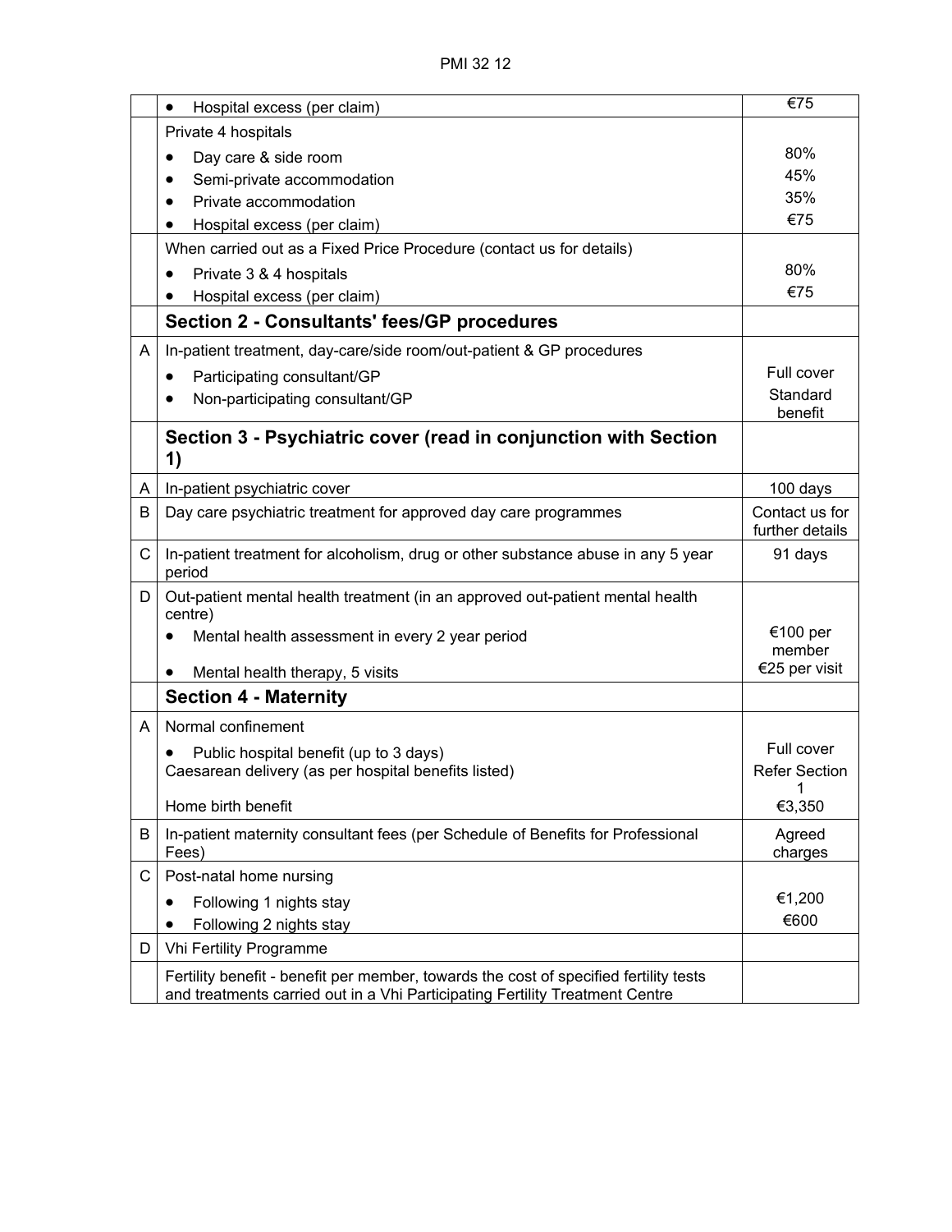| | | |
|---|---|---|
| | • Hospital excess (per claim) | €75 |
| | Private 4 hospitals<br>• Day care & side room<br>• Semi-private accommodation<br>• Private accommodation<br>• Hospital excess (per claim) | <br>80%<br>45%<br>35%<br>€75 |
| | When carried out as a Fixed Price Procedure (contact us for details)<br>• Private 3 & 4 hospitals<br>• Hospital excess (per claim) | <br>80%<br>€75 |
| | **Section 2 - Consultants' fees/GP procedures** | |
| A | In-patient treatment, day-care/side room/out-patient & GP procedures<br>• Participating consultant/GP<br>• Non-participating consultant/GP | <br>Full cover<br>Standard benefit |
| | **Section 3 - Psychiatric cover (read in conjunction with Section 1)** | |
| A | In-patient psychiatric cover | 100 days |
| B | Day care psychiatric treatment for approved day care programmes | Contact us for further details |
| C | In-patient treatment for alcoholism, drug or other substance abuse in any 5 year period | 91 days |
| D | Out-patient mental health treatment (in an approved out-patient mental health centre)<br>• Mental health assessment in every 2 year period<br>• Mental health therapy, 5 visits | <br>€100 per member<br>€25 per visit |
| | **Section 4 - Maternity** | |
| A | Normal confinement<br>• Public hospital benefit (up to 3 days)<br>Caesarean delivery (as per hospital benefits listed)<br>Home birth benefit | <br>Full cover<br>Refer Section 1<br>€3,350 |
| B | In-patient maternity consultant fees (per Schedule of Benefits for Professional Fees) | Agreed charges |
| C | Post-natal home nursing<br>• Following 1 nights stay<br>• Following 2 nights stay | <br>€1,200<br>€600 |
| D | Vhi Fertility Programme | |
| | Fertility benefit - benefit per member, towards the cost of specified fertility tests and treatments carried out in a Vhi Participating Fertility Treatment Centre | |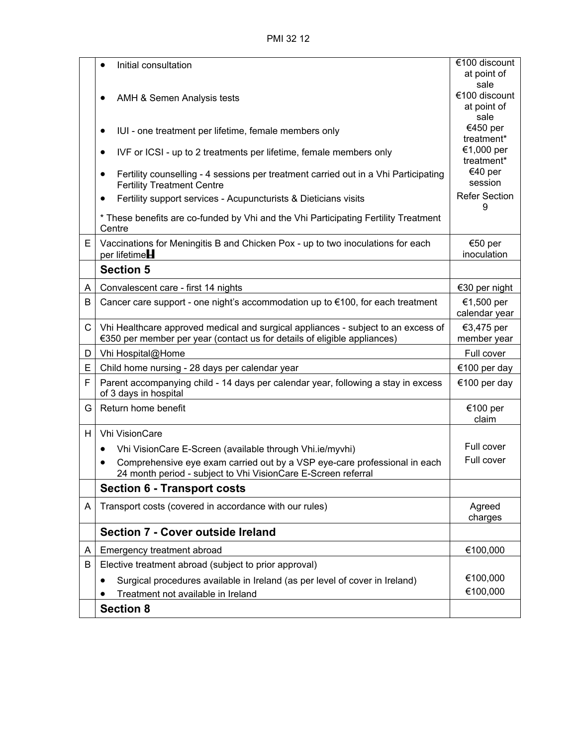| | | |
|---|---|---|
| | • Initial consultation | €100 discount at point of sale |
| | • AMH & Semen Analysis tests | €100 discount at point of sale |
| | • IUI - one treatment per lifetime, female members only | €450 per treatment* |
| | • IVF or ICSI - up to 2 treatments per lifetime, female members only | €1,000 per treatment* |
| | • Fertility counselling - 4 sessions per treatment carried out in a Vhi Participating Fertility Treatment Centre | €40 per session |
| | • Fertility support services - Acupuncturists & Dieticians visits | Refer Section 9 |
| | * These benefits are co-funded by Vhi and the Vhi Participating Fertility Treatment Centre | |
| E | Vaccinations for Meningitis B and Chicken Pox - up to two inoculations for each per lifetime | €50 per inoculation |
| | **Section 5** | |
| A | Convalescent care - first 14 nights | €30 per night |
| B | Cancer care support - one night's accommodation up to €100, for each treatment | €1,500 per calendar year |
| C | Vhi Healthcare approved medical and surgical appliances - subject to an excess of €350 per member per year (contact us for details of eligible appliances) | €3,475 per member year |
| D | Vhi Hospital@Home | Full cover |
| E | Child home nursing - 28 days per calendar year | €100 per day |
| F | Parent accompanying child - 14 days per calendar year, following a stay in excess of 3 days in hospital | €100 per day |
| G | Return home benefit | €100 per claim |
| H | Vhi VisionCare<br>• Vhi VisionCare E-Screen (available through Vhi.ie/myvhi)<br>• Comprehensive eye exam carried out by a VSP eye-care professional in each 24 month period - subject to Vhi VisionCare E-Screen referral | <br>Full cover<br>Full cover |
| | **Section 6 - Transport costs** | |
| A | Transport costs (covered in accordance with our rules) | Agreed charges |
| | **Section 7 - Cover outside Ireland** | |
| A | Emergency treatment abroad | €100,000 |
| B | Elective treatment abroad (subject to prior approval)<br>• Surgical procedures available in Ireland (as per level of cover in Ireland)<br>• Treatment not available in Ireland | <br>€100,000<br>€100,000 |
| | **Section 8** | |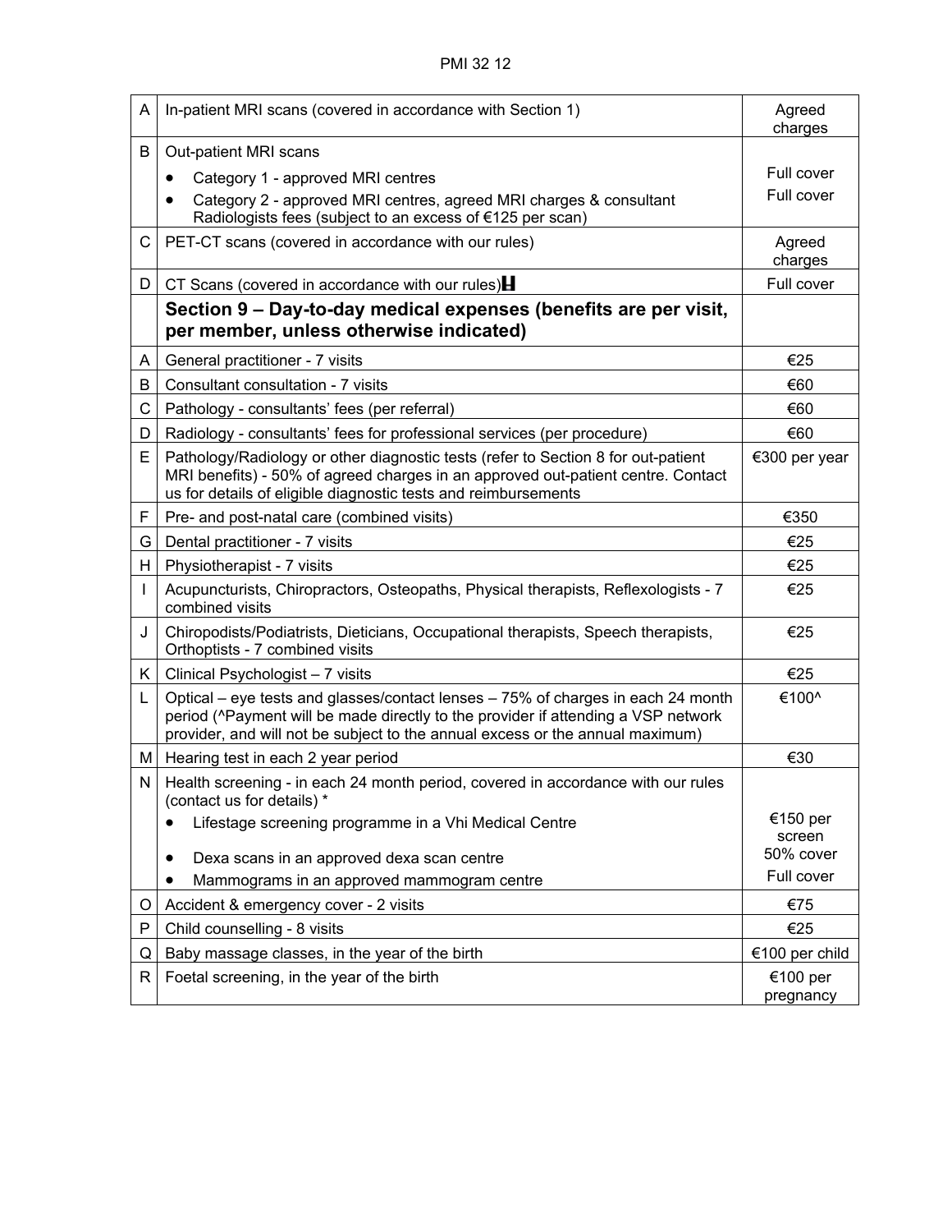| | | |
|---|---|---|
| A | In-patient MRI scans (covered in accordance with Section 1) | Agreed charges |
| B | Out-patient MRI scans<br>• Category 1 - approved MRI centres<br>• Category 2 - approved MRI centres, agreed MRI charges & consultant Radiologists fees (subject to an excess of €125 per scan) | <br>Full cover<br>Full cover |
| C | PET-CT scans (covered in accordance with our rules) | Agreed charges |
| D | CT Scans (covered in accordance with our rules) | Full cover |
| | **Section 9 – Day-to-day medical expenses (benefits are per visit, per member, unless otherwise indicated)** | |
| A | General practitioner - 7 visits | €25 |
| B | Consultant consultation - 7 visits | €60 |
| C | Pathology - consultants' fees (per referral) | €60 |
| D | Radiology - consultants' fees for professional services (per procedure) | €60 |
| E | Pathology/Radiology or other diagnostic tests (refer to Section 8 for out-patient MRI benefits) - 50% of agreed charges in an approved out-patient centre. Contact us for details of eligible diagnostic tests and reimbursements | €300 per year |
| F | Pre- and post-natal care (combined visits) | €350 |
| G | Dental practitioner - 7 visits | €25 |
| H | Physiotherapist - 7 visits | €25 |
| I | Acupuncturists, Chiropractors, Osteopaths, Physical therapists, Reflexologists - 7 combined visits | €25 |
| J | Chiropodists/Podiatrists, Dieticians, Occupational therapists, Speech therapists, Orthoptists - 7 combined visits | €25 |
| K | Clinical Psychologist – 7 visits | €25 |
| L | Optical – eye tests and glasses/contact lenses – 75% of charges in each 24 month period (^Payment will be made directly to the provider if attending a VSP network provider, and will not be subject to the annual excess or the annual maximum) | €100^ |
| M | Hearing test in each 2 year period | €30 |
| N | Health screening - in each 24 month period, covered in accordance with our rules (contact us for details) *<br>• Lifestage screening programme in a Vhi Medical Centre<br>• Dexa scans in an approved dexa scan centre<br>• Mammograms in an approved mammogram centre | <br>€150 per screen<br>50% cover<br>Full cover |
| O | Accident & emergency cover - 2 visits | €75 |
| P | Child counselling - 8 visits | €25 |
| Q | Baby massage classes, in the year of the birth | €100 per child |
| R | Foetal screening, in the year of the birth | €100 per pregnancy |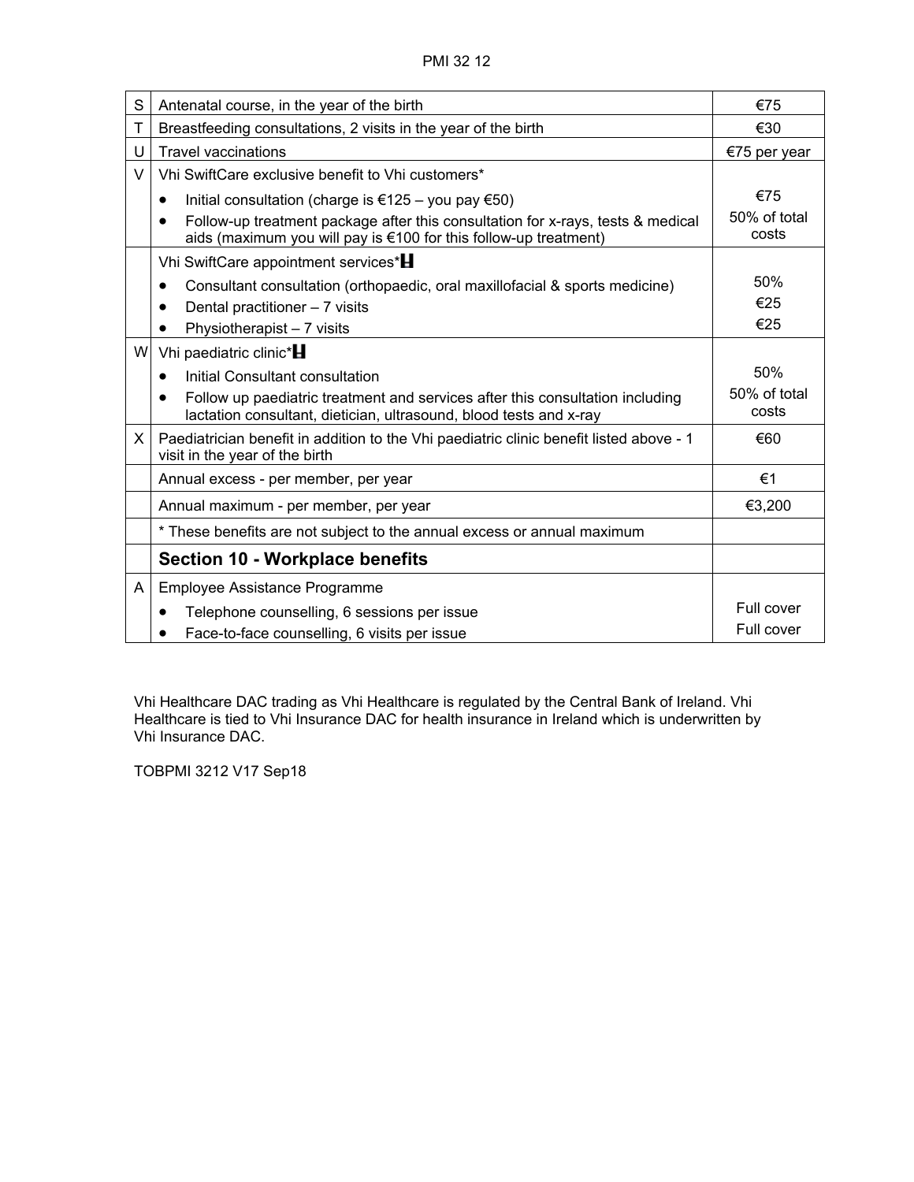| | | |
|---|---|---|
| S | Antenatal course, in the year of the birth | €75 |
| T | Breastfeeding consultations, 2 visits in the year of the birth | €30 |
| U | Travel vaccinations | €75 per year |
| V | Vhi SwiftCare exclusive benefit to Vhi customers*<br>• Initial consultation (charge is €125 – you pay €50)<br>• Follow-up treatment package after this consultation for x-rays, tests & medical aids (maximum you will pay is €100 for this follow-up treatment) | <br>€75<br>50% of total costs |
| | Vhi SwiftCare appointment services*H<br>• Consultant consultation (orthopaedic, oral maxillofacial & sports medicine)<br>• Dental practitioner – 7 visits<br>• Physiotherapist – 7 visits | <br>50%<br>€25<br>€25 |
| W | Vhi paediatric clinic*H<br>• Initial Consultant consultation<br>• Follow up paediatric treatment and services after this consultation including lactation consultant, dietician, ultrasound, blood tests and x-ray | <br>50%<br>50% of total costs |
| X | Paediatrician benefit in addition to the Vhi paediatric clinic benefit listed above - 1 visit in the year of the birth | €60 |
| | Annual excess - per member, per year | €1 |
| | Annual maximum - per member, per year | €3,200 |
| | * These benefits are not subject to the annual excess or annual maximum | |
| | **Section 10 - Workplace benefits** | |
| A | Employee Assistance Programme<br>• Telephone counselling, 6 sessions per issue<br>• Face-to-face counselling, 6 visits per issue | <br>Full cover<br>Full cover |

Vhi Healthcare DAC trading as Vhi Healthcare is regulated by the Central Bank of Ireland. Vhi Healthcare is tied to Vhi Insurance DAC for health insurance in Ireland which is underwritten by Vhi Insurance DAC.

TOBPMI 3212 V17 Sep18